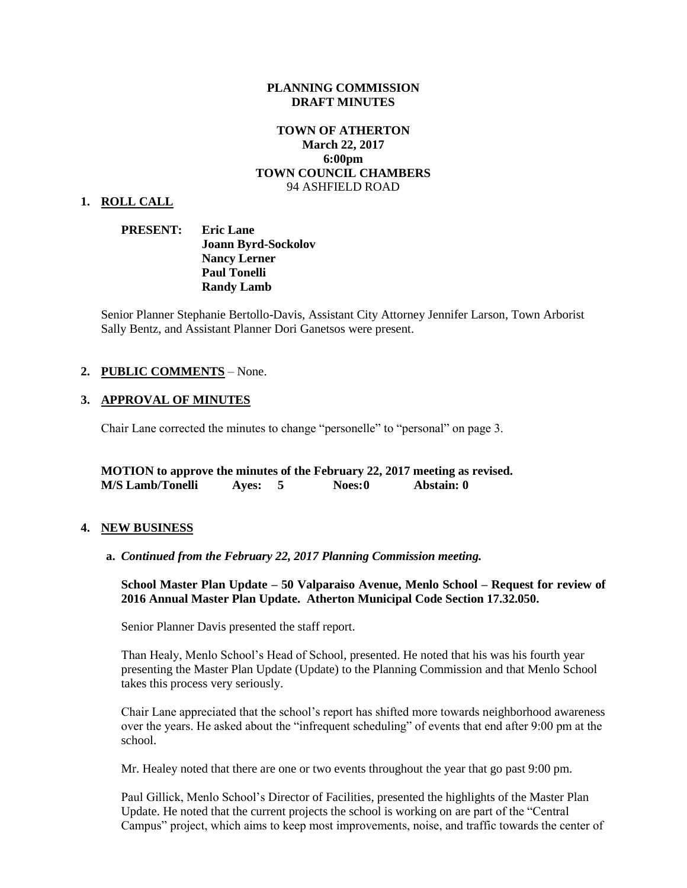**PLANNING COMMISSION**
**DRAFT MINUTES**

**TOWN OF ATHERTON**
**March 22, 2017**
**6:00pm**
**TOWN COUNCIL CHAMBERS**
94 ASHFIELD ROAD

## 1. ROLL CALL

**PRESENT:** **Eric Lane**
**Joann Byrd-Sockolov**
**Nancy Lerner**
**Paul Tonelli**
**Randy Lamb**

Senior Planner Stephanie Bertollo-Davis, Assistant City Attorney Jennifer Larson, Town Arborist Sally Bentz, and Assistant Planner Dori Ganetsos were present.

## 2. PUBLIC COMMENTS – None.

## 3. APPROVAL OF MINUTES

Chair Lane corrected the minutes to change "personelle" to "personal" on page 3.

**MOTION to approve the minutes of the February 22, 2017 meeting as revised.**
**M/S Lamb/Tonelli Ayes: 5 Noes: 0 Abstain: 0**

## 4. NEW BUSINESS

**a.** ***Continued from the February 22, 2017 Planning Commission meeting.***

**School Master Plan Update – 50 Valparaiso Avenue, Menlo School – Request for review of 2016 Annual Master Plan Update. Atherton Municipal Code Section 17.32.050.**

Senior Planner Davis presented the staff report.

Than Healy, Menlo School's Head of School, presented. He noted that his was his fourth year presenting the Master Plan Update (Update) to the Planning Commission and that Menlo School takes this process very seriously.

Chair Lane appreciated that the school's report has shifted more towards neighborhood awareness over the years. He asked about the "infrequent scheduling" of events that end after 9:00 pm at the school.

Mr. Healey noted that there are one or two events throughout the year that go past 9:00 pm.

Paul Gillick, Menlo School's Director of Facilities, presented the highlights of the Master Plan Update. He noted that the current projects the school is working on are part of the "Central Campus" project, which aims to keep most improvements, noise, and traffic towards the center of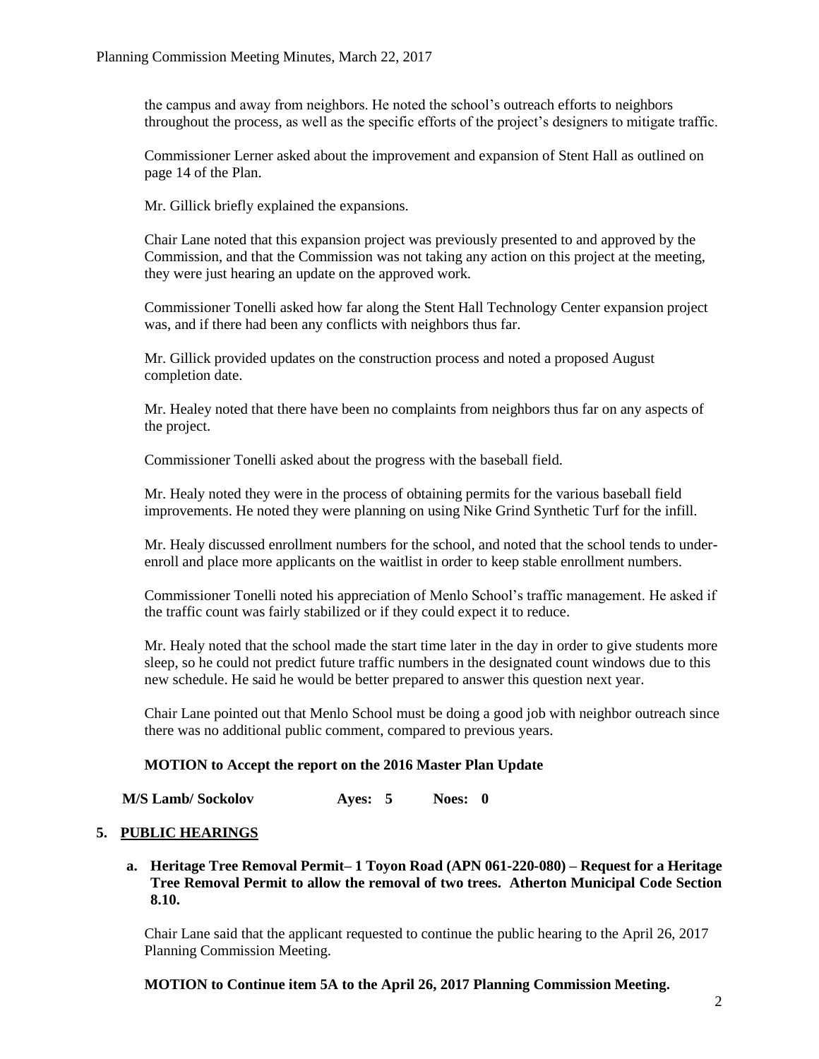the campus and away from neighbors. He noted the school's outreach efforts to neighbors throughout the process, as well as the specific efforts of the project's designers to mitigate traffic.

Commissioner Lerner asked about the improvement and expansion of Stent Hall as outlined on page 14 of the Plan.

Mr. Gillick briefly explained the expansions.

Chair Lane noted that this expansion project was previously presented to and approved by the Commission, and that the Commission was not taking any action on this project at the meeting, they were just hearing an update on the approved work.

Commissioner Tonelli asked how far along the Stent Hall Technology Center expansion project was, and if there had been any conflicts with neighbors thus far.

Mr. Gillick provided updates on the construction process and noted a proposed August completion date.

Mr. Healey noted that there have been no complaints from neighbors thus far on any aspects of the project.

Commissioner Tonelli asked about the progress with the baseball field.

Mr. Healy noted they were in the process of obtaining permits for the various baseball field improvements. He noted they were planning on using Nike Grind Synthetic Turf for the infill.

Mr. Healy discussed enrollment numbers for the school, and noted that the school tends to under-enroll and place more applicants on the waitlist in order to keep stable enrollment numbers.

Commissioner Tonelli noted his appreciation of Menlo School's traffic management. He asked if the traffic count was fairly stabilized or if they could expect it to reduce.

Mr. Healy noted that the school made the start time later in the day in order to give students more sleep, so he could not predict future traffic numbers in the designated count windows due to this new schedule. He said he would be better prepared to answer this question next year.

Chair Lane pointed out that Menlo School must be doing a good job with neighbor outreach since there was no additional public comment, compared to previous years.

**MOTION to Accept the report on the 2016 Master Plan Update**

**M/S Lamb/ Sockolov Ayes: 5 Noes: 0**

## 5. PUBLIC HEARINGS

**a. Heritage Tree Removal Permit– 1 Toyon Road (APN 061-220-080) – Request for a Heritage Tree Removal Permit to allow the removal of two trees. Atherton Municipal Code Section 8.10.**

Chair Lane said that the applicant requested to continue the public hearing to the April 26, 2017 Planning Commission Meeting.

**MOTION to Continue item 5A to the April 26, 2017 Planning Commission Meeting.**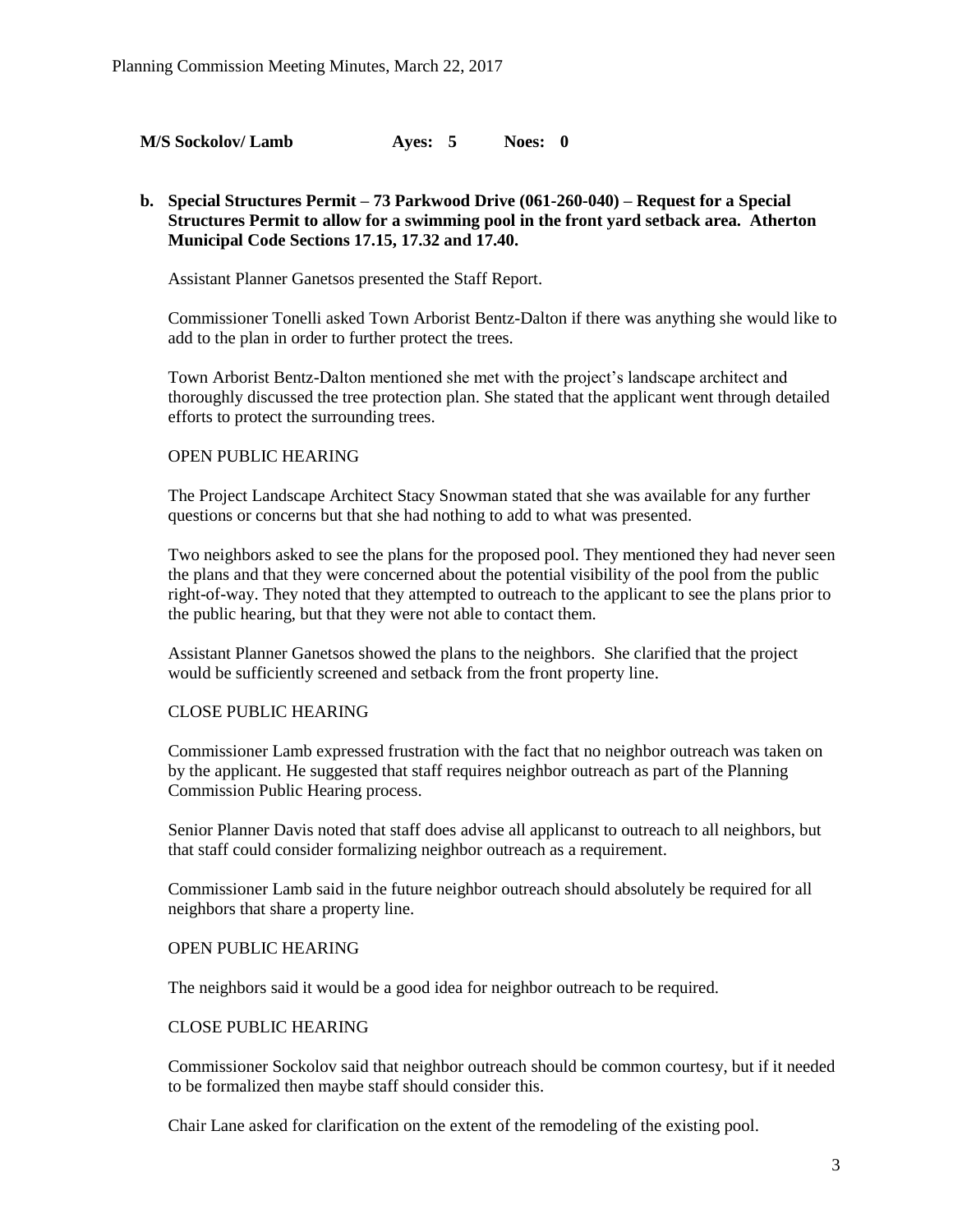**M/S Sockolov/ Lamb Ayes: 5 Noes: 0**

**b. Special Structures Permit – 73 Parkwood Drive (061-260-040) – Request for a Special Structures Permit to allow for a swimming pool in the front yard setback area. Atherton Municipal Code Sections 17.15, 17.32 and 17.40.**

Assistant Planner Ganetsos presented the Staff Report.

Commissioner Tonelli asked Town Arborist Bentz-Dalton if there was anything she would like to add to the plan in order to further protect the trees.

Town Arborist Bentz-Dalton mentioned she met with the project's landscape architect and thoroughly discussed the tree protection plan. She stated that the applicant went through detailed efforts to protect the surrounding trees.

OPEN PUBLIC HEARING

The Project Landscape Architect Stacy Snowman stated that she was available for any further questions or concerns but that she had nothing to add to what was presented.

Two neighbors asked to see the plans for the proposed pool. They mentioned they had never seen the plans and that they were concerned about the potential visibility of the pool from the public right-of-way. They noted that they attempted to outreach to the applicant to see the plans prior to the public hearing, but that they were not able to contact them.

Assistant Planner Ganetsos showed the plans to the neighbors. She clarified that the project would be sufficiently screened and setback from the front property line.

CLOSE PUBLIC HEARING

Commissioner Lamb expressed frustration with the fact that no neighbor outreach was taken on by the applicant. He suggested that staff requires neighbor outreach as part of the Planning Commission Public Hearing process.

Senior Planner Davis noted that staff does advise all applicanst to outreach to all neighbors, but that staff could consider formalizing neighbor outreach as a requirement.

Commissioner Lamb said in the future neighbor outreach should absolutely be required for all neighbors that share a property line.

OPEN PUBLIC HEARING

The neighbors said it would be a good idea for neighbor outreach to be required.

CLOSE PUBLIC HEARING

Commissioner Sockolov said that neighbor outreach should be common courtesy, but if it needed to be formalized then maybe staff should consider this.

Chair Lane asked for clarification on the extent of the remodeling of the existing pool.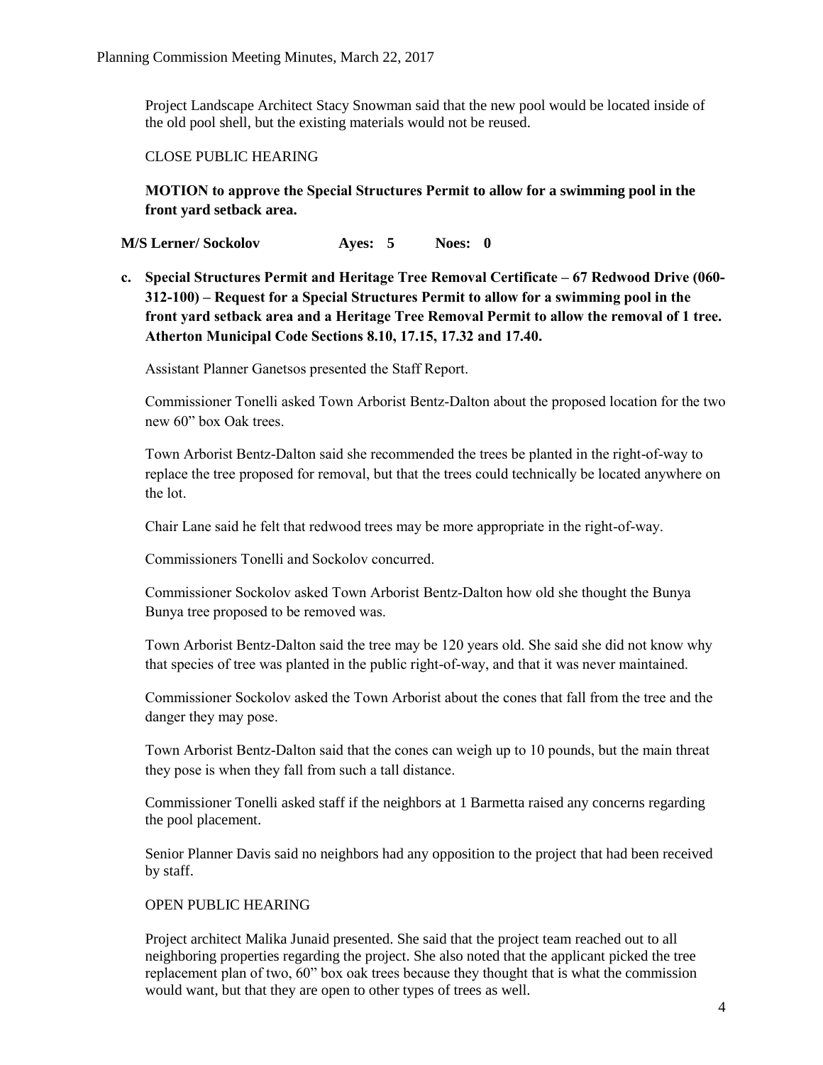Project Landscape Architect Stacy Snowman said that the new pool would be located inside of the old pool shell, but the existing materials would not be reused.

CLOSE PUBLIC HEARING

**MOTION to approve the Special Structures Permit to allow for a swimming pool in the front yard setback area.**

**M/S Lerner/ Sockolov Ayes: 5 Noes: 0**

**c. Special Structures Permit and Heritage Tree Removal Certificate – 67 Redwood Drive (060-312-100) – Request for a Special Structures Permit to allow for a swimming pool in the front yard setback area and a Heritage Tree Removal Permit to allow the removal of 1 tree. Atherton Municipal Code Sections 8.10, 17.15, 17.32 and 17.40.**

Assistant Planner Ganetsos presented the Staff Report.

Commissioner Tonelli asked Town Arborist Bentz-Dalton about the proposed location for the two new 60" box Oak trees.

Town Arborist Bentz-Dalton said she recommended the trees be planted in the right-of-way to replace the tree proposed for removal, but that the trees could technically be located anywhere on the lot.

Chair Lane said he felt that redwood trees may be more appropriate in the right-of-way.

Commissioners Tonelli and Sockolov concurred.

Commissioner Sockolov asked Town Arborist Bentz-Dalton how old she thought the Bunya Bunya tree proposed to be removed was.

Town Arborist Bentz-Dalton said the tree may be 120 years old. She said she did not know why that species of tree was planted in the public right-of-way, and that it was never maintained.

Commissioner Sockolov asked the Town Arborist about the cones that fall from the tree and the danger they may pose.

Town Arborist Bentz-Dalton said that the cones can weigh up to 10 pounds, but the main threat they pose is when they fall from such a tall distance.

Commissioner Tonelli asked staff if the neighbors at 1 Barmetta raised any concerns regarding the pool placement.

Senior Planner Davis said no neighbors had any opposition to the project that had been received by staff.

OPEN PUBLIC HEARING

Project architect Malika Junaid presented. She said that the project team reached out to all neighboring properties regarding the project. She also noted that the applicant picked the tree replacement plan of two, 60" box oak trees because they thought that is what the commission would want, but that they are open to other types of trees as well.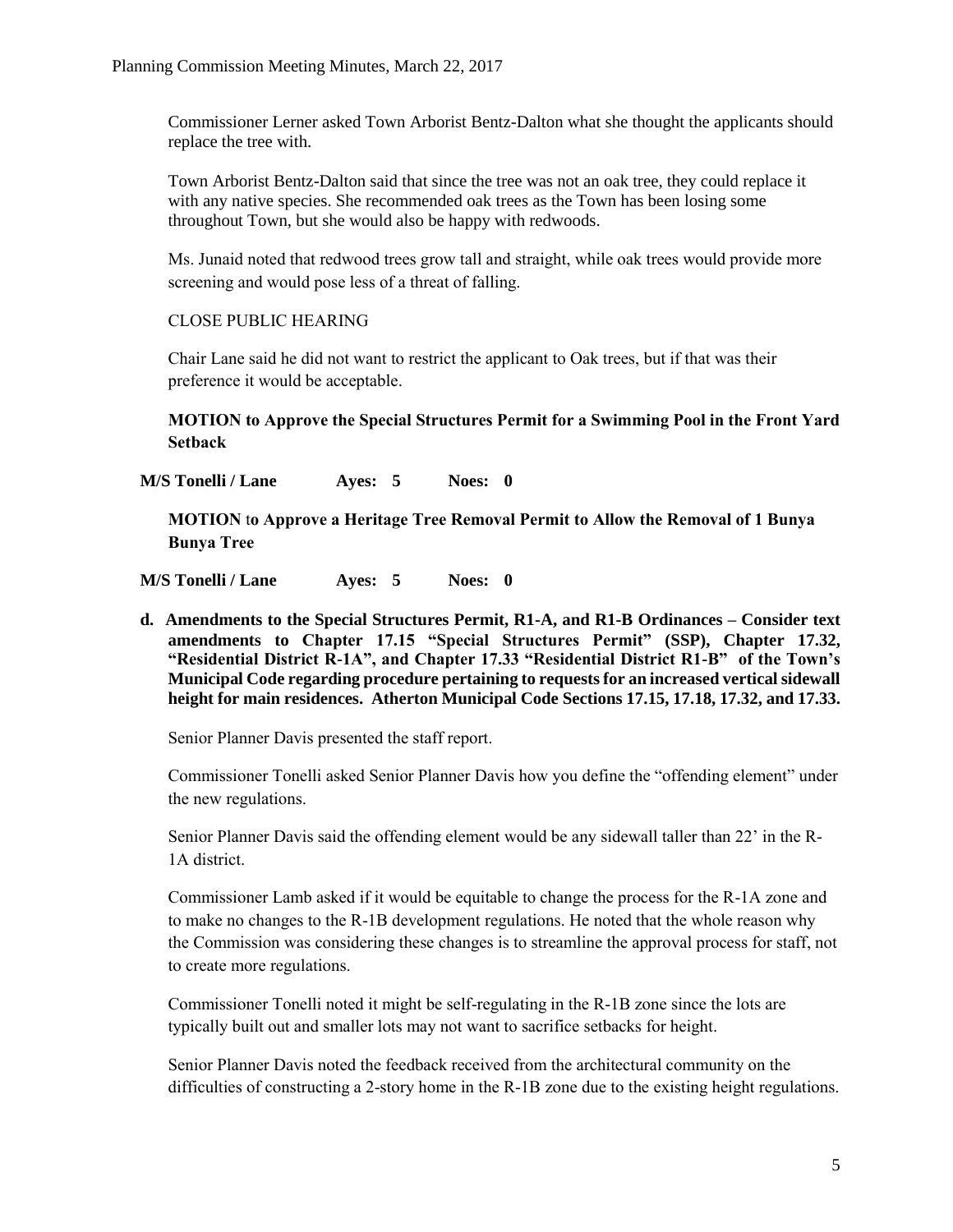Commissioner Lerner asked Town Arborist Bentz-Dalton what she thought the applicants should replace the tree with.

Town Arborist Bentz-Dalton said that since the tree was not an oak tree, they could replace it with any native species. She recommended oak trees as the Town has been losing some throughout Town, but she would also be happy with redwoods.

Ms. Junaid noted that redwood trees grow tall and straight, while oak trees would provide more screening and would pose less of a threat of falling.

CLOSE PUBLIC HEARING

Chair Lane said he did not want to restrict the applicant to Oak trees, but if that was their preference it would be acceptable.

**MOTION to Approve the Special Structures Permit for a Swimming Pool in the Front Yard Setback**

**M/S Tonelli / Lane Ayes: 5 Noes: 0**

**MOTION to Approve a Heritage Tree Removal Permit to Allow the Removal of 1 Bunya Bunya Tree**

**M/S Tonelli / Lane Ayes: 5 Noes: 0**

**d. Amendments to the Special Structures Permit, R1-A, and R1-B Ordinances – Consider text amendments to Chapter 17.15 "Special Structures Permit" (SSP), Chapter 17.32, "Residential District R-1A", and Chapter 17.33 "Residential District R1-B" of the Town's Municipal Code regarding procedure pertaining to requests for an increased vertical sidewall height for main residences. Atherton Municipal Code Sections 17.15, 17.18, 17.32, and 17.33.**

Senior Planner Davis presented the staff report.

Commissioner Tonelli asked Senior Planner Davis how you define the "offending element" under the new regulations.

Senior Planner Davis said the offending element would be any sidewall taller than 22' in the R-1A district.

Commissioner Lamb asked if it would be equitable to change the process for the R-1A zone and to make no changes to the R-1B development regulations. He noted that the whole reason why the Commission was considering these changes is to streamline the approval process for staff, not to create more regulations.

Commissioner Tonelli noted it might be self-regulating in the R-1B zone since the lots are typically built out and smaller lots may not want to sacrifice setbacks for height.

Senior Planner Davis noted the feedback received from the architectural community on the difficulties of constructing a 2-story home in the R-1B zone due to the existing height regulations.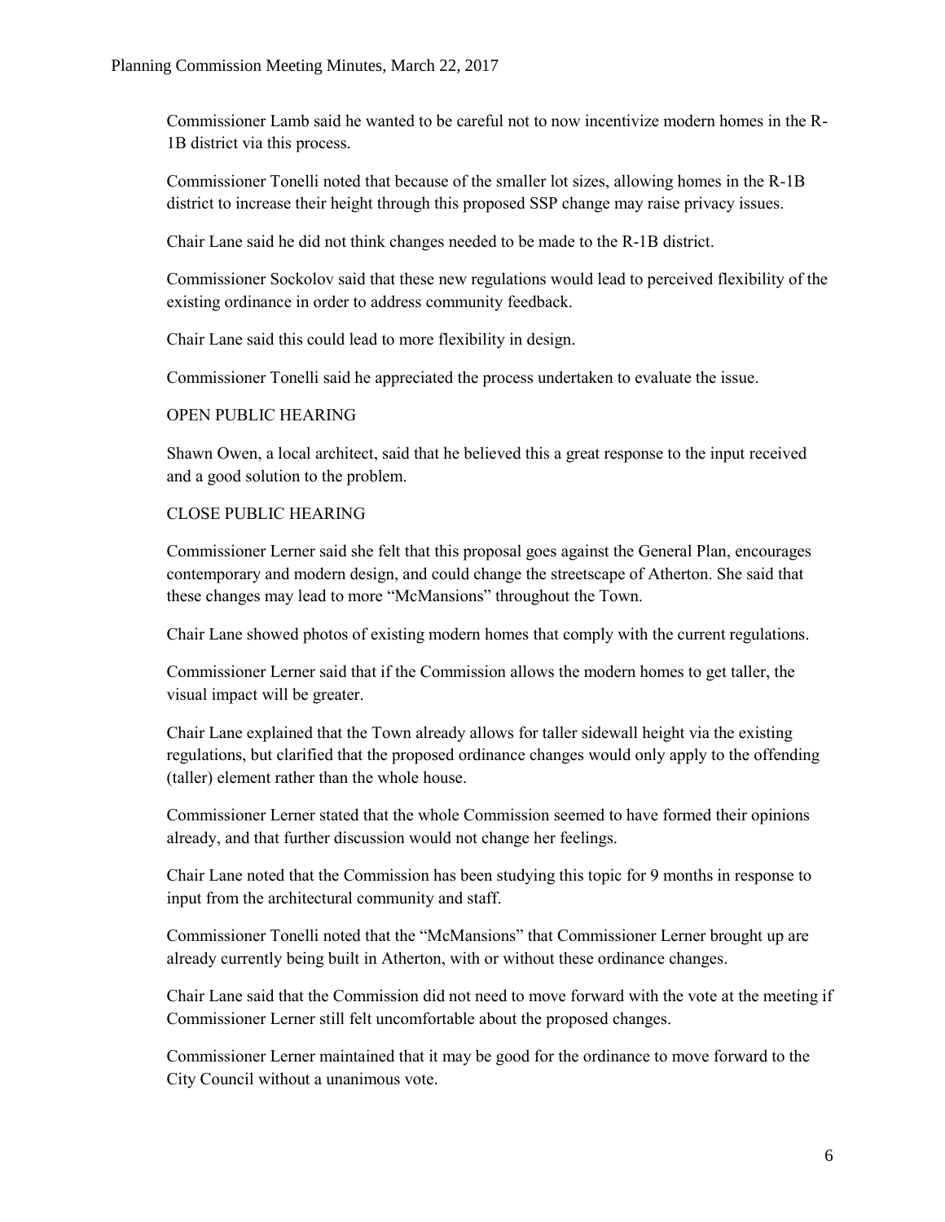Commissioner Lamb said he wanted to be careful not to now incentivize modern homes in the R-1B district via this process.

Commissioner Tonelli noted that because of the smaller lot sizes, allowing homes in the R-1B district to increase their height through this proposed SSP change may raise privacy issues.

Chair Lane said he did not think changes needed to be made to the R-1B district.

Commissioner Sockolov said that these new regulations would lead to perceived flexibility of the existing ordinance in order to address community feedback.

Chair Lane said this could lead to more flexibility in design.

Commissioner Tonelli said he appreciated the process undertaken to evaluate the issue.

OPEN PUBLIC HEARING

Shawn Owen, a local architect, said that he believed this a great response to the input received and a good solution to the problem.

CLOSE PUBLIC HEARING

Commissioner Lerner said she felt that this proposal goes against the General Plan, encourages contemporary and modern design, and could change the streetscape of Atherton. She said that these changes may lead to more "McMansions" throughout the Town.

Chair Lane showed photos of existing modern homes that comply with the current regulations.

Commissioner Lerner said that if the Commission allows the modern homes to get taller, the visual impact will be greater.

Chair Lane explained that the Town already allows for taller sidewall height via the existing regulations, but clarified that the proposed ordinance changes would only apply to the offending (taller) element rather than the whole house.

Commissioner Lerner stated that the whole Commission seemed to have formed their opinions already, and that further discussion would not change her feelings.

Chair Lane noted that the Commission has been studying this topic for 9 months in response to input from the architectural community and staff.

Commissioner Tonelli noted that the "McMansions" that Commissioner Lerner brought up are already currently being built in Atherton, with or without these ordinance changes.

Chair Lane said that the Commission did not need to move forward with the vote at the meeting if Commissioner Lerner still felt uncomfortable about the proposed changes.

Commissioner Lerner maintained that it may be good for the ordinance to move forward to the City Council without a unanimous vote.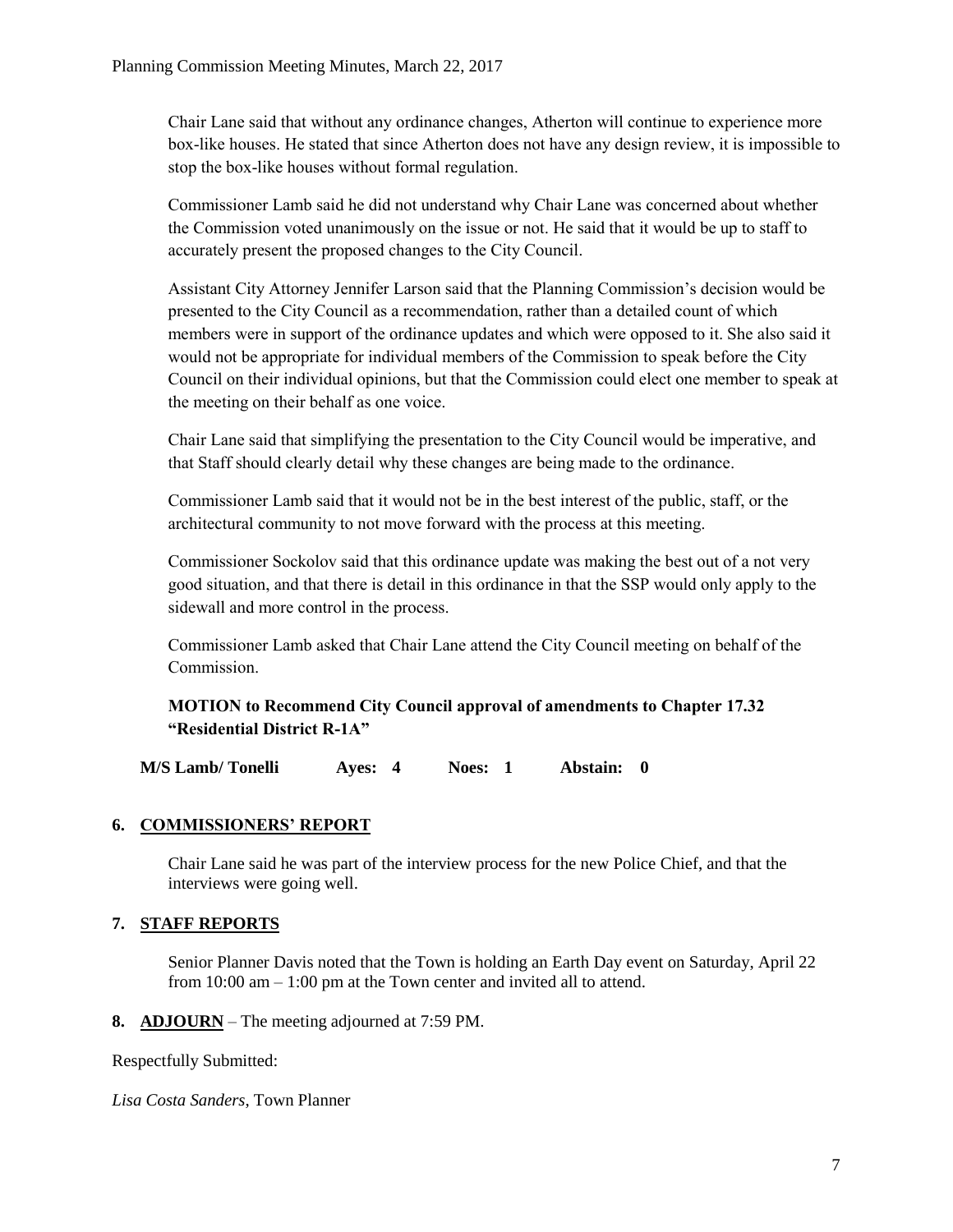Chair Lane said that without any ordinance changes, Atherton will continue to experience more box-like houses. He stated that since Atherton does not have any design review, it is impossible to stop the box-like houses without formal regulation.

Commissioner Lamb said he did not understand why Chair Lane was concerned about whether the Commission voted unanimously on the issue or not. He said that it would be up to staff to accurately present the proposed changes to the City Council.

Assistant City Attorney Jennifer Larson said that the Planning Commission's decision would be presented to the City Council as a recommendation, rather than a detailed count of which members were in support of the ordinance updates and which were opposed to it. She also said it would not be appropriate for individual members of the Commission to speak before the City Council on their individual opinions, but that the Commission could elect one member to speak at the meeting on their behalf as one voice.

Chair Lane said that simplifying the presentation to the City Council would be imperative, and that Staff should clearly detail why these changes are being made to the ordinance.

Commissioner Lamb said that it would not be in the best interest of the public, staff, or the architectural community to not move forward with the process at this meeting.

Commissioner Sockolov said that this ordinance update was making the best out of a not very good situation, and that there is detail in this ordinance in that the SSP would only apply to the sidewall and more control in the process.

Commissioner Lamb asked that Chair Lane attend the City Council meeting on behalf of the Commission.

**MOTION to Recommend City Council approval of amendments to Chapter 17.32 "Residential District R-1A"**

**M/S Lamb/ Tonelli Ayes: 4 Noes: 1 Abstain: 0**

## 6. COMMISSIONERS' REPORT

Chair Lane said he was part of the interview process for the new Police Chief, and that the interviews were going well.

## 7. STAFF REPORTS

Senior Planner Davis noted that the Town is holding an Earth Day event on Saturday, April 22 from 10:00 am – 1:00 pm at the Town center and invited all to attend.

**8. ADJOURN** – The meeting adjourned at 7:59 PM.

Respectfully Submitted:

*Lisa Costa Sanders*, Town Planner